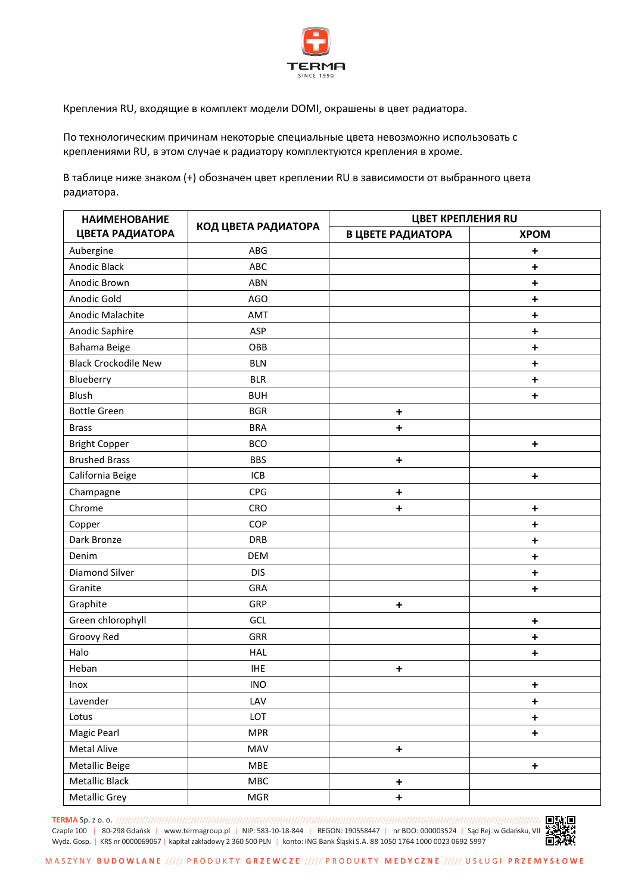Крепления RU, входящие в комплект модели DOMI, окрашены в цвет радиатора.

По технологическим причинам некоторые специальные цвета невозможно использовать с креплениями RU, в этом случае к радиатору комплектуются крепления в хроме.

В таблице ниже знаком (+) обозначен цвет креплении RU в зависимости от выбранного цвета радиатора.

| НАИМЕНОВАНИЕ ЦВЕТА РАДИАТОРА | КОД ЦВЕТА РАДИАТОРА | ЦВЕТ КРЕПЛЕНИЯ RU | |
|---|---|---|---|
| | | В ЦВЕТЕ РАДИАТОРА | ХРОМ |
| Aubergine | ABG | | + |
| Anodic Black | ABC | | + |
| Anodic Brown | ABN | | + |
| Anodic Gold | AGO | | + |
| Anodic Malachite | AMT | | + |
| Anodic Saphire | ASP | | + |
| Bahama Beige | OBB | | + |
| Black Crockodile New | BLN | | + |
| Blueberry | BLR | | + |
| Blush | BUH | | + |
| Bottle Green | BGR | + | |
| Brass | BRA | + | |
| Bright Copper | BCO | | + |
| Brushed Brass | BBS | + | |
| California Beige | ICB | | + |
| Champagne | CPG | + | |
| Chrome | CRO | + | + |
| Copper | COP | | + |
| Dark Bronze | DRB | | + |
| Denim | DEM | | + |
| Diamond Silver | DIS | | + |
| Granite | GRA | | + |
| Graphite | GRP | + | |
| Green chlorophyll | GCL | | + |
| Groovy Red | GRR | | + |
| Halo | HAL | | + |
| Heban | IHE | + | |
| Inox | INO | | + |
| Lavender | LAV | | + |
| Lotus | LOT | | + |
| Magic Pearl | MPR | | + |
| Metal Alive | MAV | + | |
| Metallic Beige | MBE | | + |
| Metallic Black | MBC | + | |
| Metallic Grey | MGR | + | |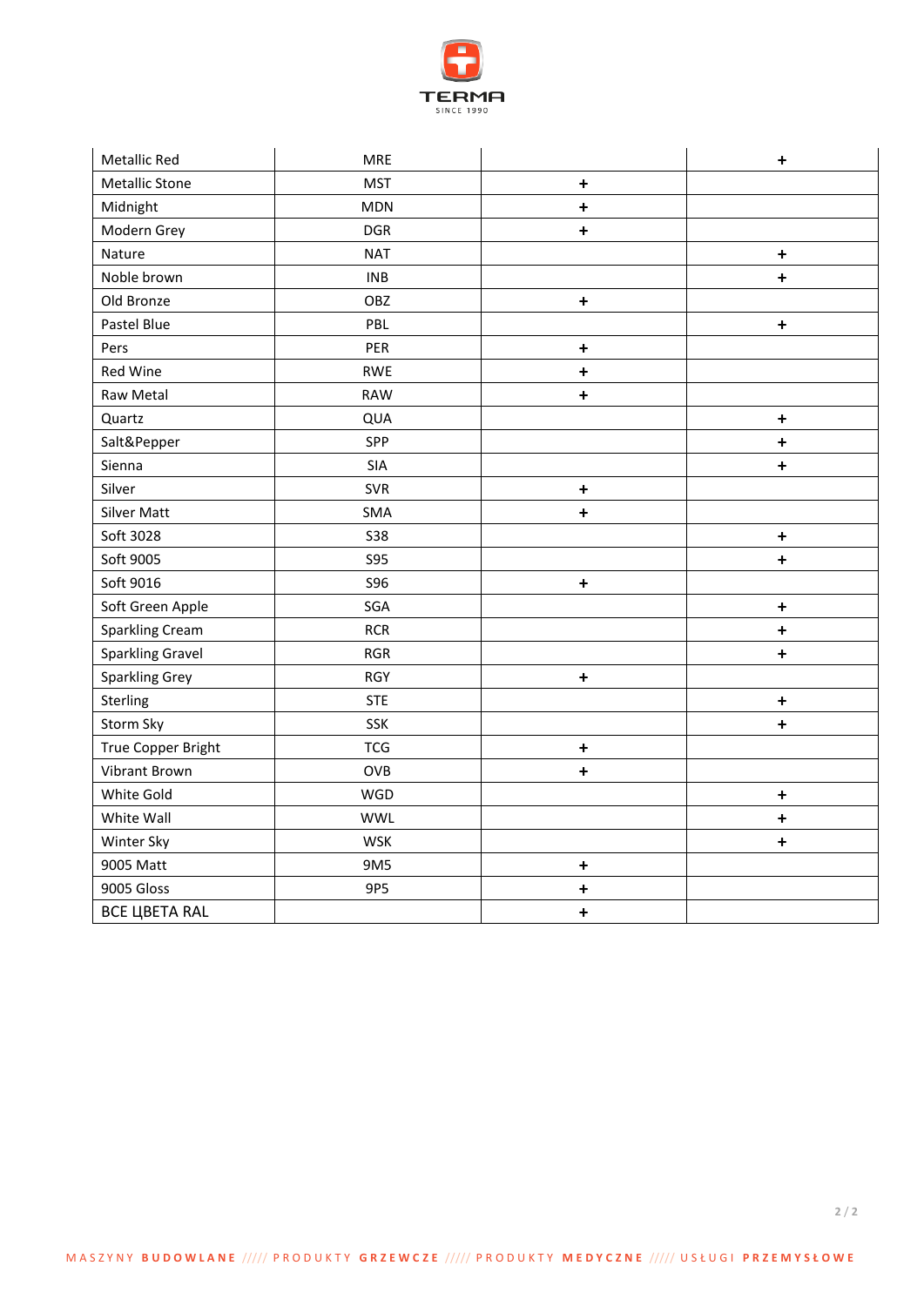| | | | |
|---|---|---|---|
| Metallic Red | MRE | | + |
| Metallic Stone | MST | + | |
| Midnight | MDN | + | |
| Modern Grey | DGR | + | |
| Nature | NAT | | + |
| Noble brown | INB | | + |
| Old Bronze | OBZ | + | |
| Pastel Blue | PBL | | + |
| Pers | PER | + | |
| Red Wine | RWE | + | |
| Raw Metal | RAW | + | |
| Quartz | QUA | | + |
| Salt&Pepper | SPP | | + |
| Sienna | SIA | | + |
| Silver | SVR | + | |
| Silver Matt | SMA | + | |
| Soft 3028 | S38 | | + |
| Soft 9005 | S95 | | + |
| Soft 9016 | S96 | + | |
| Soft Green Apple | SGA | | + |
| Sparkling Cream | RCR | | + |
| Sparkling Gravel | RGR | | + |
| Sparkling Grey | RGY | + | |
| Sterling | STE | | + |
| Storm Sky | SSK | | + |
| True Copper Bright | TCG | + | |
| Vibrant Brown | OVB | + | |
| White Gold | WGD | | + |
| White Wall | WWL | | + |
| Winter Sky | WSK | | + |
| 9005 Matt | 9M5 | + | |
| 9005 Gloss | 9P5 | + | |
| ВСЕ ЦВЕТА RAL | | + | |

MASZYNY **BUDOWLANE** ///// PRODUKTY **GRZEWCZE** ///// PRODUKTY **MEDYCZNE** ///// USŁUGI **PRZEMYSŁOWE**